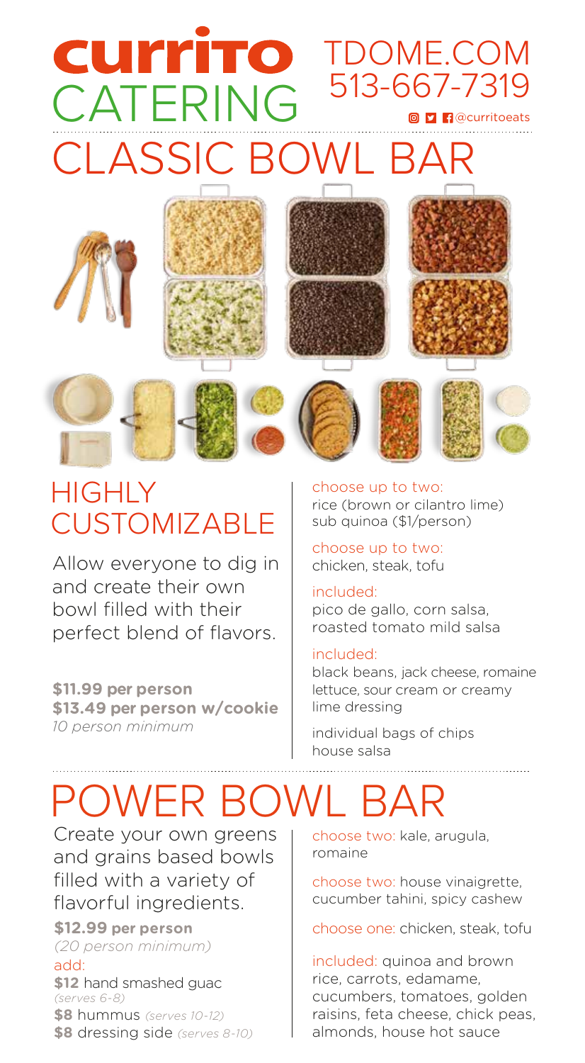# currito CATERING

TDOME.COM
513-667-7319
@curritoeats

# CLASSIC BOWL BAR

## HIGHLY CUSTOMIZABLE

Allow everyone to dig in and create their own bowl filled with their perfect blend of flavors.

**$11.99 per person**
**$13.49 per person w/cookie**
*10 person minimum*

choose up to two:
rice (brown or cilantro lime)
sub quinoa ($1/person)

choose up to two:
chicken, steak, tofu

included:
pico de gallo, corn salsa, roasted tomato mild salsa

included:
black beans, jack cheese, romaine lettuce, sour cream or creamy lime dressing

individual bags of chips
house salsa

# POWER BOWL BAR

Create your own greens and grains based bowls filled with a variety of flavorful ingredients.

**$12.99 per person**
*(20 person minimum)*

add:
**$12** hand smashed guac *(serves 6-8)*
**$8** hummus *(serves 10-12)*
**$8** dressing side *(serves 8-10)*

choose two: kale, arugula, romaine

choose two: house vinaigrette, cucumber tahini, spicy cashew

choose one: chicken, steak, tofu

included: quinoa and brown rice, carrots, edamame, cucumbers, tomatoes, golden raisins, feta cheese, chick peas, almonds, house hot sauce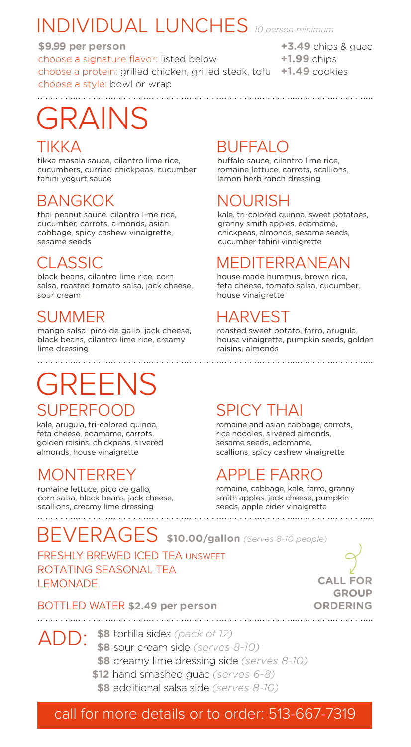# INDIVIDUAL LUNCHES *10 person minimum*

**$9.99 per person**

choose a signature flavor: listed below

choose a protein: grilled chicken, grilled steak, tofu

choose a style: bowl or wrap

**+3.49** chips & guac

**+1.99** chips

**+1.49** cookies

# GRAINS

## TIKKA

tikka masala sauce, cilantro lime rice, cucumbers, curried chickpeas, cucumber tahini yogurt sauce

## BANGKOK

thai peanut sauce, cilantro lime rice, cucumber, carrots, almonds, asian cabbage, spicy cashew vinaigrette, sesame seeds

## CLASSIC

black beans, cilantro lime rice, corn salsa, roasted tomato salsa, jack cheese, sour cream

## SUMMER

mango salsa, pico de gallo, jack cheese, black beans, cilantro lime rice, creamy lime dressing

## BUFFALO

buffalo sauce, cilantro lime rice, romaine lettuce, carrots, scallions, lemon herb ranch dressing

## NOURISH

kale, tri-colored quinoa, sweet potatoes, granny smith apples, edamame, chickpeas, almonds, sesame seeds, cucumber tahini vinaigrette

## MEDITERRANEAN

house made hummus, brown rice, feta cheese, tomato salsa, cucumber, house vinaigrette

## HARVEST

roasted sweet potato, farro, arugula, house vinaigrette, pumpkin seeds, golden raisins, almonds

# GREENS

## SUPERFOOD

kale, arugula, tri-colored quinoa, feta cheese, edamame, carrots, golden raisins, chickpeas, slivered almonds, house vinaigrette

## MONTERREY

romaine lettuce, pico de gallo, corn salsa, black beans, jack cheese, scallions, creamy lime dressing

## SPICY THAI

romaine and asian cabbage, carrots, rice noodles, slivered almonds, sesame seeds, edamame, scallions, spicy cashew vinaigrette

## APPLE FARRO

romaine, cabbage, kale, farro, granny smith apples, jack cheese, pumpkin seeds, apple cider vinaigrette

# BEVERAGES **$10.00/gallon** *(Serves 8-10 people)*

FRESHLY BREWED ICED TEA UNSWEET

ROTATING SEASONAL TEA

LEMONADE

BOTTLED WATER **$2.49 per person**

**CALL FOR GROUP ORDERING**

# ADD:

- **$8** tortilla sides *(pack of 12)*
- **$8** sour cream side *(serves 8-10)*
- **$8** creamy lime dressing side *(serves 8-10)*
- **$12** hand smashed guac *(serves 6-8)*
- **$8** additional salsa side *(serves 8-10)*

call for more details or to order: 513-667-7319